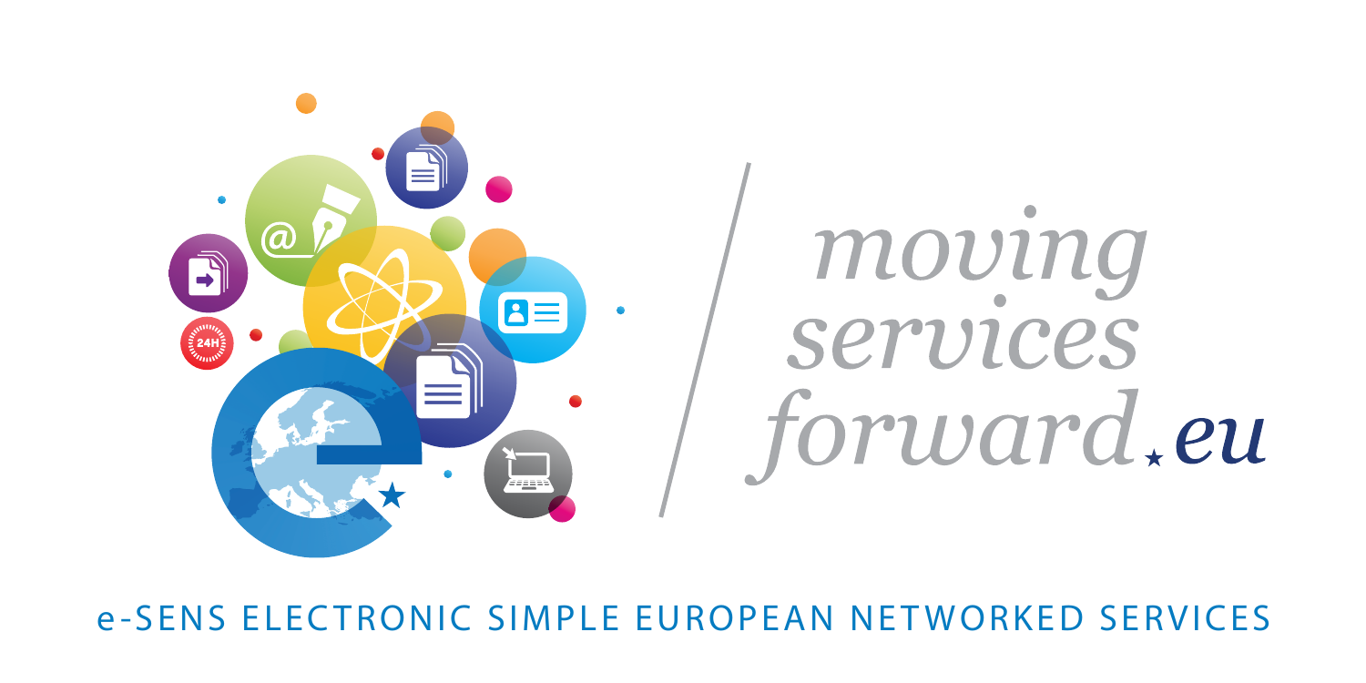*moving services forward.eu*

e-SENS ELECTRONIC SIMPLE EUROPEAN NETWORKED SERVICES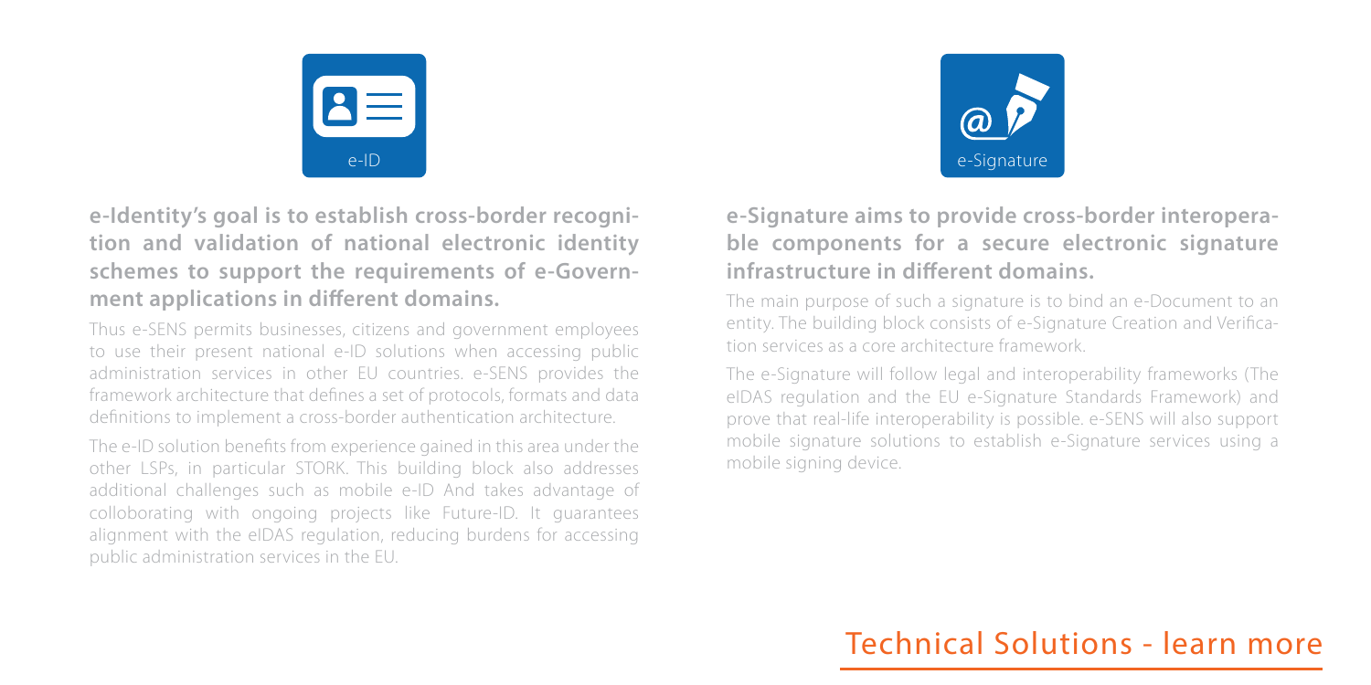## e-ID

**e-Identity's goal is to establish cross-border recognition and validation of national electronic identity schemes to support the requirements of e-Government applications in different domains.**

Thus e-SENS permits businesses, citizens and government employees to use their present national e-ID solutions when accessing public administration services in other EU countries. e-SENS provides the framework architecture that defines a set of protocols, formats and data definitions to implement a cross-border authentication architecture.

The e-ID solution benefits from experience gained in this area under the other LSPs, in particular STORK. This building block also addresses additional challenges such as mobile e-ID And takes advantage of colloborating with ongoing projects like Future-ID. It guarantees alignment with the eIDAS regulation, reducing burdens for accessing public administration services in the EU.

## e-Signature

**e-Signature aims to provide cross-border interoperable components for a secure electronic signature infrastructure in different domains.**

The main purpose of such a signature is to bind an e-Document to an entity. The building block consists of e-Signature Creation and Verification services as a core architecture framework.

The e-Signature will follow legal and interoperability frameworks (The eIDAS regulation and the EU e-Signature Standards Framework) and prove that real-life interoperability is possible. e-SENS will also support mobile signature solutions to establish e-Signature services using a mobile signing device.

Technical Solutions - learn more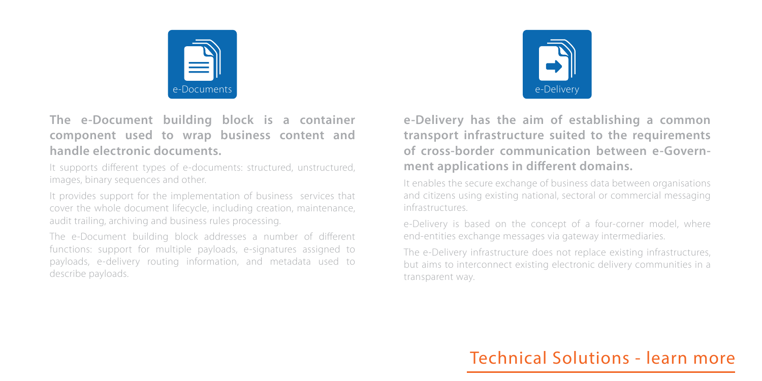e-Documents

**The e-Document building block is a container component used to wrap business content and handle electronic documents.**

It supports different types of e-documents: structured, unstructured, images, binary sequences and other.

It provides support for the implementation of business services that cover the whole document lifecycle, including creation, maintenance, audit trailing, archiving and business rules processing.

The e-Document building block addresses a number of different functions: support for multiple payloads, e-signatures assigned to payloads, e-delivery routing information, and metadata used to describe payloads.

e-Delivery

**e-Delivery has the aim of establishing a common transport infrastructure suited to the requirements of cross-border communication between e-Government applications in different domains.**

It enables the secure exchange of business data between organisations and citizens using existing national, sectoral or commercial messaging infrastructures.

e-Delivery is based on the concept of a four-corner model, where end-entities exchange messages via gateway intermediaries.

The e-Delivery infrastructure does not replace existing infrastructures, but aims to interconnect existing electronic delivery communities in a transparent way.

Technical Solutions - learn more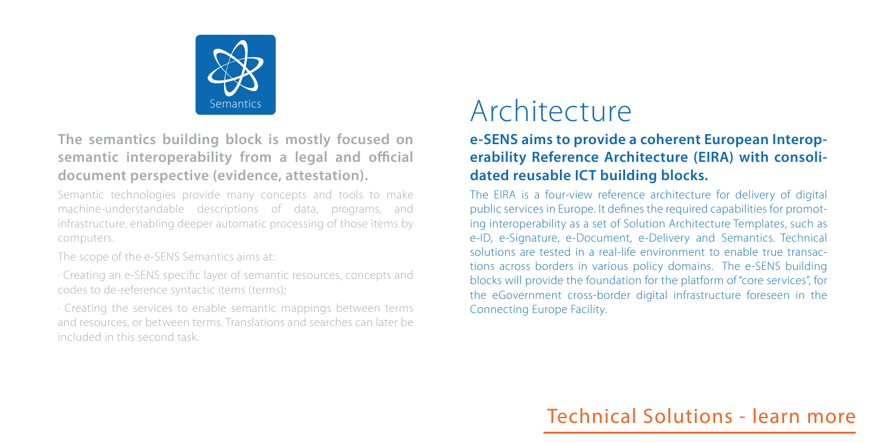Semantics

**The semantics building block is mostly focused on semantic interoperability from a legal and official document perspective (evidence, attestation).**

Semantic technologies provide many concepts and tools to make machine-understandable descriptions of data, programs, and infrastructure, enabling deeper automatic processing of those items by computers.

The scope of the e-SENS Semantics aims at:

· Creating an e-SENS specific layer of semantic resources, concepts and codes to de-reference syntactic items (terms);

· Creating the services to enable semantic mappings between terms and resources, or between terms. Translations and searches can later be included in this second task.

# Architecture

**e-SENS aims to provide a coherent European Interoperability Reference Architecture (EIRA) with consolidated reusable ICT building blocks.**

The EIRA is a four-view reference architecture for delivery of digital public services in Europe. It defines the required capabilities for promoting interoperability as a set of Solution Architecture Templates, such as e-ID, e-Signature, e-Document, e-Delivery and Semantics. Technical solutions are tested in a real-life environment to enable true transactions across borders in various policy domains. The e-SENS building blocks will provide the foundation for the platform of "core services", for the eGovernment cross-border digital infrastructure foreseen in the Connecting Europe Facility.

## Technical Solutions - learn more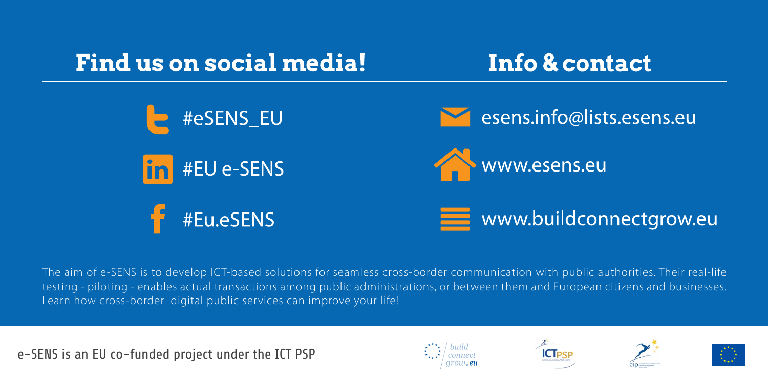## Find us on social media!

#eSENS_EU

#EU e-SENS

#Eu.eSENS

## Info & contact

esens.info@lists.esens.eu

www.esens.eu

www.buildconnectgrow.eu

The aim of e-SENS is to develop ICT-based solutions for seamless cross-border communication with public authorities. Their real-life testing - piloting - enables actual transactions among public administrations, or between them and European citizens and businesses. Learn how cross-border digital public services can improve your life!

e-SENS is an EU co-funded project under the ICT PSP